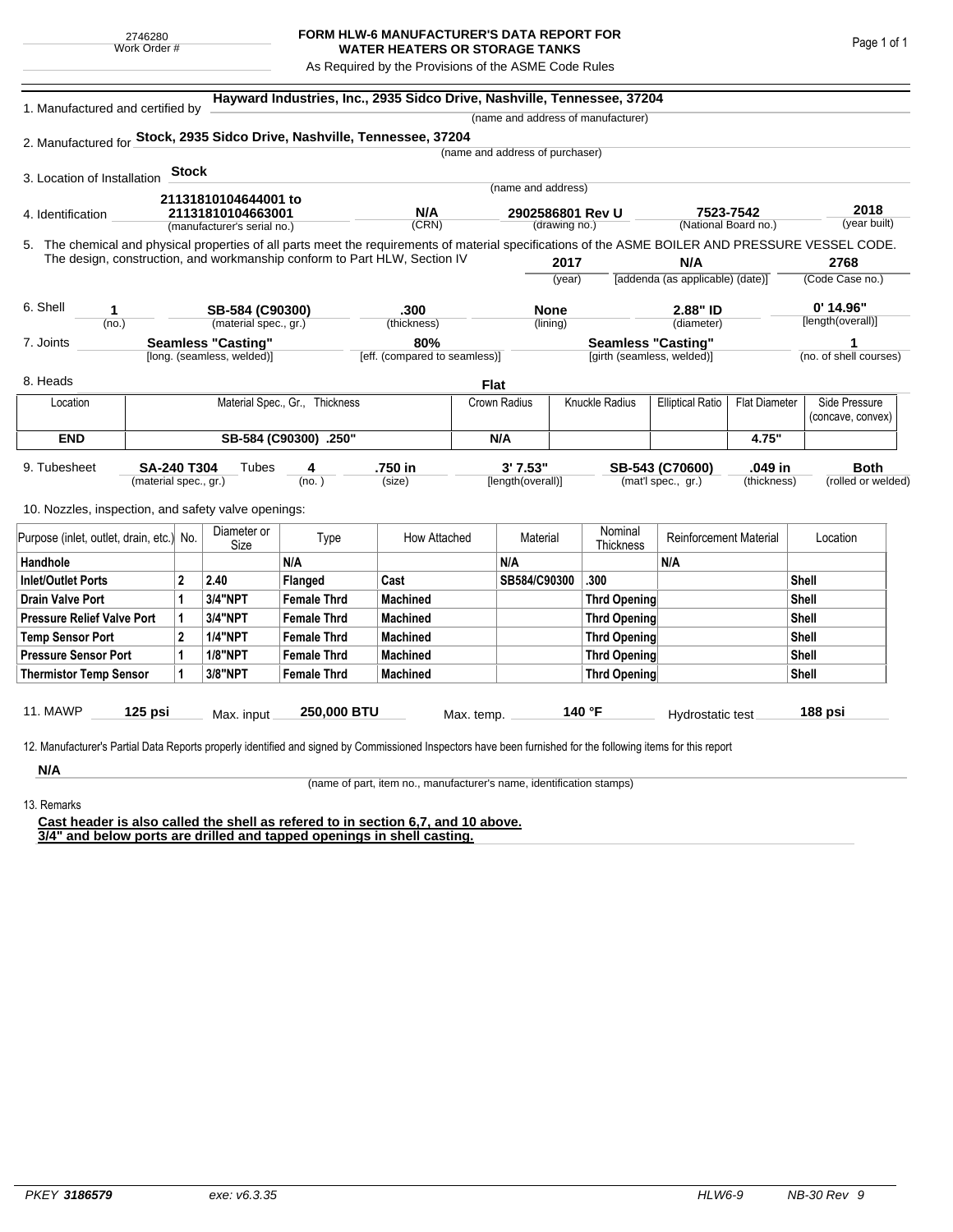2746280
Work Order #

# FORM HLW-6 MANUFACTURER'S DATA REPORT FOR WATER HEATERS OR STORAGE TANKS

As Required by the Provisions of the ASME Code Rules

1. Manufactured and certified by **Hayward Industries, Inc., 2935 Sidco Drive, Nashville, Tennessee, 37204**
(name and address of manufacturer)

2. Manufactured for **Stock, 2935 Sidco Drive, Nashville, Tennessee, 37204**
(name and address of purchaser)

3. Location of Installation **Stock**
(name and address)

4. Identification **21131810104644001 to 21131810104663001** (manufacturer's serial no.) | **N/A** (CRN) | **2902586801 Rev U** (drawing no.) | **7523-7542** (National Board no.) | **2018** (year built)

5. The chemical and physical properties of all parts meet the requirements of material specifications of the ASME BOILER AND PRESSURE VESSEL CODE. The design, construction, and workmanship conform to Part HLW, Section IV **2017** (year) **N/A** [addenda (as applicable) (date)] **2768** (Code Case no.)

6. Shell **1** (no.) | **SB-584 (C90300)** (material spec., gr.) | **.300** (thickness) | **None** (lining) | **2.88" ID** (diameter) | **0' 14.96"** [length(overall)]

7. Joints **Seamless "Casting"** [long. (seamless, welded)] | **80%** [eff. (compared to seamless)] | **Seamless "Casting"** [girth (seamless, welded)] | **1** (no. of shell courses)

8. Heads **Flat**

| Location | Material Spec., Gr., Thickness | Crown Radius | Knuckle Radius | Elliptical Ratio | Flat Diameter | Side Pressure (concave, convex) |
|---|---|---|---|---|---|---|
| **END** | **SB-584 (C90300) .250"** | **N/A** | | | **4.75"** | |

9. Tubesheet **SA-240 T304** (material spec., gr.) Tubes **4** (no.) | **.750 in** (size) | **3' 7.53"** [length(overall)] | **SB-543 (C70600)** (mat'l spec., gr.) | **.049 in** (thickness) | **Both** (rolled or welded)

10. Nozzles, inspection, and safety valve openings:

| Purpose (inlet, outlet, drain, etc.) | No. | Diameter or Size | Type | How Attached | Material | Nominal Thickness | Reinforcement Material | Location |
|---|---|---|---|---|---|---|---|---|
| **Handhole** | | | **N/A** | | **N/A** | | **N/A** | |
| **Inlet/Outlet Ports** | **2** | **2.40** | **Flanged** | **Cast** | **SB584/C90300** | **.300** | | **Shell** |
| **Drain Valve Port** | **1** | **3/4"NPT** | **Female Thrd** | **Machined** | | **Thrd Opening** | | **Shell** |
| **Pressure Relief Valve Port** | **1** | **3/4"NPT** | **Female Thrd** | **Machined** | | **Thrd Opening** | | **Shell** |
| **Temp Sensor Port** | **2** | **1/4"NPT** | **Female Thrd** | **Machined** | | **Thrd Opening** | | **Shell** |
| **Pressure Sensor Port** | **1** | **1/8"NPT** | **Female Thrd** | **Machined** | | **Thrd Opening** | | **Shell** |
| **Thermistor Temp Sensor** | **1** | **3/8"NPT** | **Female Thrd** | **Machined** | | **Thrd Opening** | | **Shell** |

11. MAWP **125 psi** Max. input **250,000 BTU** Max. temp. **140 °F** Hydrostatic test **188 psi**

12. Manufacturer's Partial Data Reports properly identified and signed by Commissioned Inspectors have been furnished for the following items for this report

**N/A**
(name of part, item no., manufacturer's name, identification stamps)

13. Remarks

**Cast header is also called the shell as refered to in section 6,7, and 10 above.**
**3/4" and below ports are drilled and tapped openings in shell casting.**

PKEY **3186579** exe: v6.3.35 HLW6-9 NB-30 Rev 9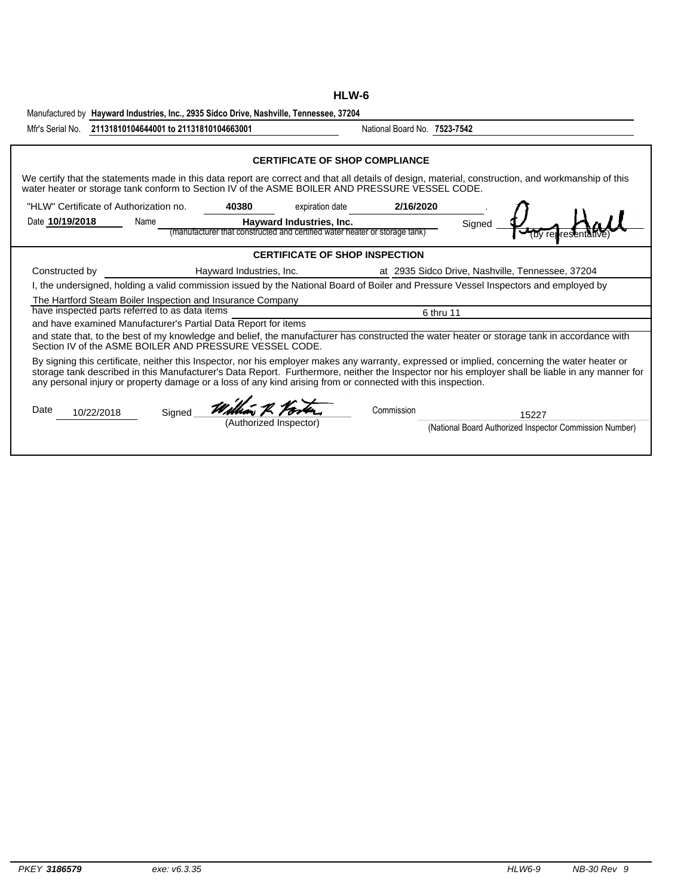# HLW-6

Manufactured by **Hayward Industries, Inc., 2935 Sidco Drive, Nashville, Tennessee, 37204**

Mfr's Serial No. **21131810104644001 to 21131810104663001** National Board No. **7523-7542**

## CERTIFICATE OF SHOP COMPLIANCE

We certify that the statements made in this data report are correct and that all details of design, material, construction, and workmanship of this water heater or storage tank conform to Section IV of the ASME BOILER AND PRESSURE VESSEL CODE.

"HLW" Certificate of Authorization no. **40380** expiration date **2/16/2020** .

Date **10/19/2018** Name **Hayward Industries, Inc.** (manufacturer that constructed and certified water heater or storage tank) Signed (by representative)

## CERTIFICATE OF SHOP INSPECTION

Constructed by Hayward Industries, Inc. at 2935 Sidco Drive, Nashville, Tennessee, 37204

I, the undersigned, holding a valid commission issued by the National Board of Boiler and Pressure Vessel Inspectors and employed by

The Hartford Steam Boiler Inspection and Insurance Company

have inspected parts referred to as data items 6 thru 11

and have examined Manufacturer's Partial Data Report for items

and state that, to the best of my knowledge and belief, the manufacturer has constructed the water heater or storage tank in accordance with Section IV of the ASME BOILER AND PRESSURE VESSEL CODE.

By signing this certificate, neither this Inspector, nor his employer makes any warranty, expressed or implied, concerning the water heater or storage tank described in this Manufacturer's Data Report. Furthermore, neither the Inspector nor his employer shall be liable in any manner for any personal injury or property damage or a loss of any kind arising from or connected with this inspection.

Date 10/22/2018 Signed (Authorized Inspector) Commission 15227 (National Board Authorized Inspector Commission Number)

*PKEY 3186579* *exe: v6.3.35* *HLW6-9* *NB-30 Rev 9*